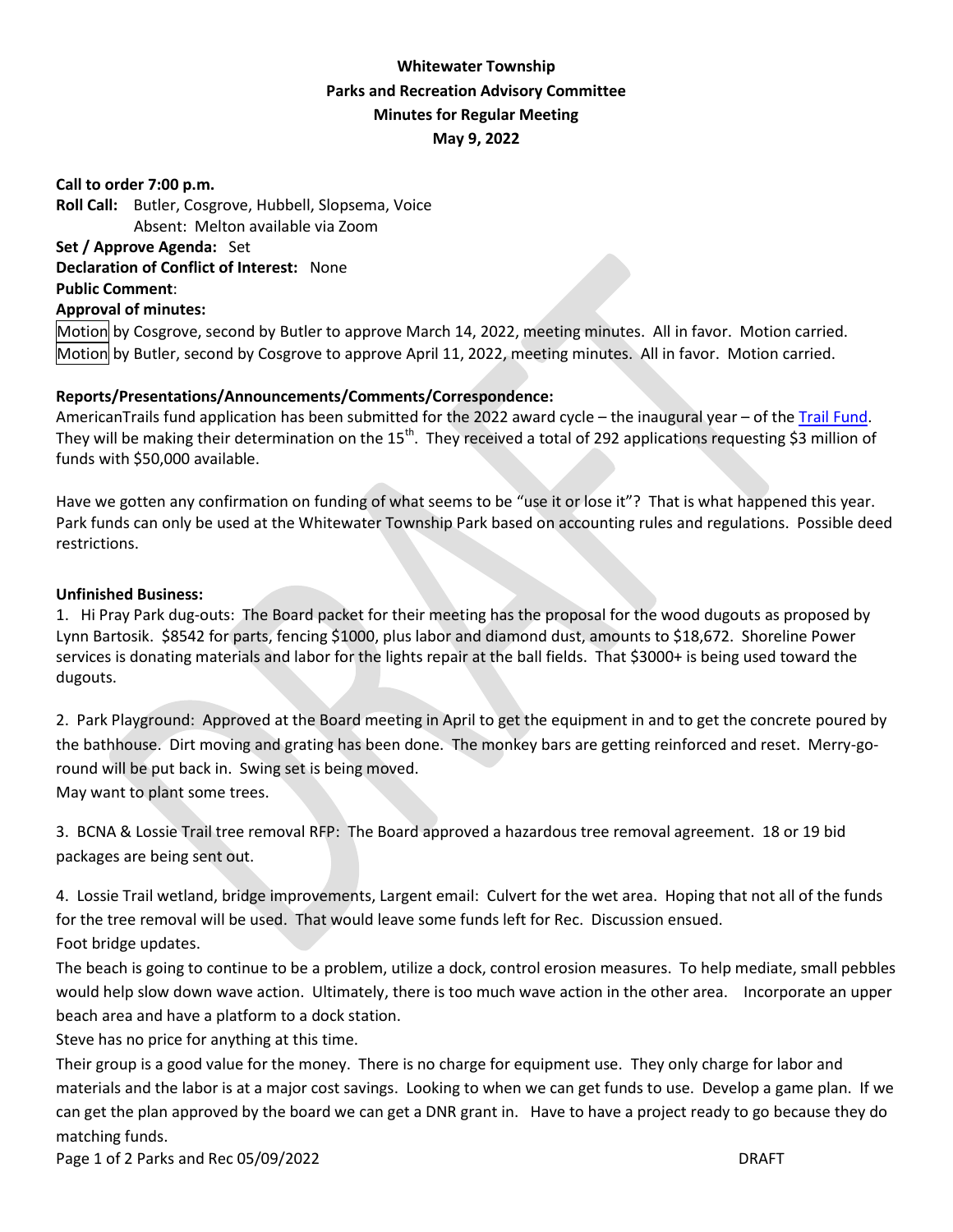# Whitewater Township
## Parks and Recreation Advisory Committee
## Minutes for Regular Meeting
## May 9, 2022

**Call to order 7:00 p.m.**
**Roll Call:** Butler, Cosgrove, Hubbell, Slopsema, Voice
Absent: Melton available via Zoom
**Set / Approve Agenda:** Set
**Declaration of Conflict of Interest:** None
**Public Comment**:
**Approval of minutes:**
Motion by Cosgrove, second by Butler to approve March 14, 2022, meeting minutes. All in favor. Motion carried.
Motion by Butler, second by Cosgrove to approve April 11, 2022, meeting minutes. All in favor. Motion carried.

**Reports/Presentations/Announcements/Comments/Correspondence:**
AmericanTrails fund application has been submitted for the 2022 award cycle – the inaugural year – of the Trail Fund. They will be making their determination on the 15th. They received a total of 292 applications requesting $3 million of funds with $50,000 available.

Have we gotten any confirmation on funding of what seems to be "use it or lose it"? That is what happened this year. Park funds can only be used at the Whitewater Township Park based on accounting rules and regulations. Possible deed restrictions.

**Unfinished Business:**
1. Hi Pray Park dug-outs: The Board packet for their meeting has the proposal for the wood dugouts as proposed by Lynn Bartosik. $8542 for parts, fencing $1000, plus labor and diamond dust, amounts to $18,672. Shoreline Power services is donating materials and labor for the lights repair at the ball fields. That $3000+ is being used toward the dugouts.

2. Park Playground: Approved at the Board meeting in April to get the equipment in and to get the concrete poured by the bathhouse. Dirt moving and grating has been done. The monkey bars are getting reinforced and reset. Merry-go-round will be put back in. Swing set is being moved.
May want to plant some trees.

3. BCNA & Lossie Trail tree removal RFP: The Board approved a hazardous tree removal agreement. 18 or 19 bid packages are being sent out.

4. Lossie Trail wetland, bridge improvements, Largent email: Culvert for the wet area. Hoping that not all of the funds for the tree removal will be used. That would leave some funds left for Rec. Discussion ensued.
Foot bridge updates.
The beach is going to continue to be a problem, utilize a dock, control erosion measures. To help mediate, small pebbles would help slow down wave action. Ultimately, there is too much wave action in the other area. Incorporate an upper beach area and have a platform to a dock station.
Steve has no price for anything at this time.
Their group is a good value for the money. There is no charge for equipment use. They only charge for labor and materials and the labor is at a major cost savings. Looking to when we can get funds to use. Develop a game plan. If we can get the plan approved by the board we can get a DNR grant in. Have to have a project ready to go because they do matching funds.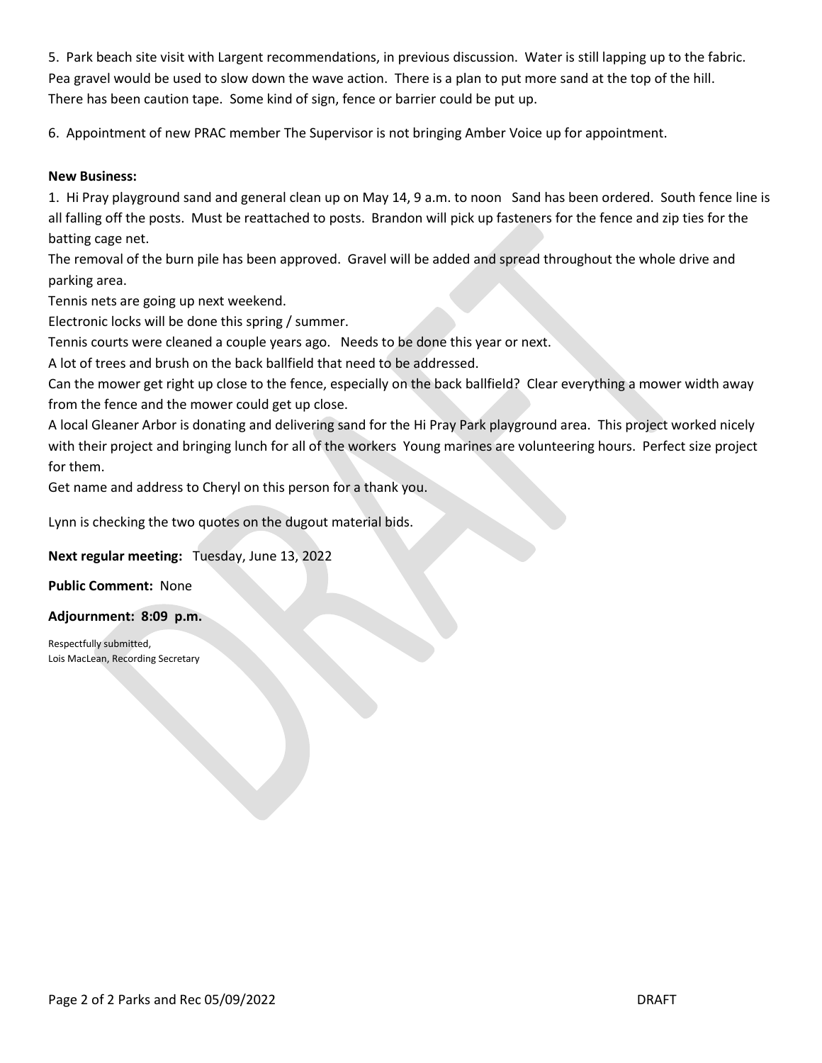5. Park beach site visit with Largent recommendations, in previous discussion. Water is still lapping up to the fabric. Pea gravel would be used to slow down the wave action. There is a plan to put more sand at the top of the hill. There has been caution tape. Some kind of sign, fence or barrier could be put up.

6. Appointment of new PRAC member The Supervisor is not bringing Amber Voice up for appointment.

**New Business:**

1. Hi Pray playground sand and general clean up on May 14, 9 a.m. to noon Sand has been ordered. South fence line is all falling off the posts. Must be reattached to posts. Brandon will pick up fasteners for the fence and zip ties for the batting cage net.

The removal of the burn pile has been approved. Gravel will be added and spread throughout the whole drive and parking area.

Tennis nets are going up next weekend.

Electronic locks will be done this spring / summer.

Tennis courts were cleaned a couple years ago. Needs to be done this year or next.

A lot of trees and brush on the back ballfield that need to be addressed.

Can the mower get right up close to the fence, especially on the back ballfield? Clear everything a mower width away from the fence and the mower could get up close.

A local Gleaner Arbor is donating and delivering sand for the Hi Pray Park playground area. This project worked nicely with their project and bringing lunch for all of the workers Young marines are volunteering hours. Perfect size project for them.

Get name and address to Cheryl on this person for a thank you.

Lynn is checking the two quotes on the dugout material bids.

**Next regular meeting:** Tuesday, June 13, 2022

**Public Comment:** None

**Adjournment: 8:09 p.m.**

Respectfully submitted,
Lois MacLean, Recording Secretary